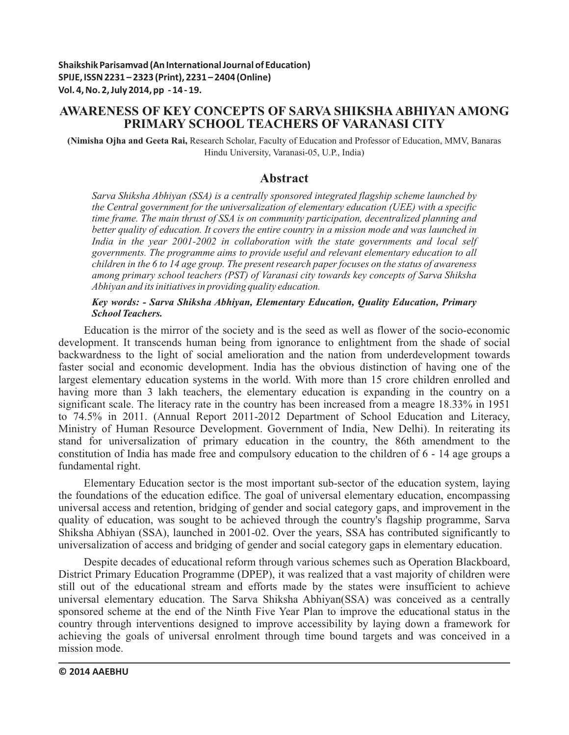# AWARENESS OF KEY CONCEPTS OF SARVA SHIKSHA ABHIYAN AMONG PRIMARY SCHOOL TEACHERS OF VARANASI CITY

(**Nimisha Ojha and Geeta Rai,** Research Scholar, Faculty of Education and Professor of Education, MMV, Banaras Hindu University, Varanasi-05, U.P., India)

## Abstract

*Sarva Shiksha Abhiyan (SSA) is a centrally sponsored integrated flagship scheme launched by the Central government for the universalization of elementary education (UEE) with a specific time frame. The main thrust of SSA is on community participation, decentralized planning and better quality of education. It covers the entire country in a mission mode and was launched in India in the year 2001-2002 in collaboration with the state governments and local self governments. The programme aims to provide useful and relevant elementary education to all children in the 6 to 14 age group. The present research paper focuses on the status of awareness among primary school teachers (PST) of Varanasi city towards key concepts of Sarva Shiksha Abhiyan and its initiatives in providing quality education.*

***Key words: - Sarva Shiksha Abhiyan, Elementary Education, Quality Education, Primary School Teachers.***

Education is the mirror of the society and is the seed as well as flower of the socio-economic development. It transcends human being from ignorance to enlightment from the shade of social backwardness to the light of social amelioration and the nation from underdevelopment towards faster social and economic development. India has the obvious distinction of having one of the largest elementary education systems in the world. With more than 15 crore children enrolled and having more than 3 lakh teachers, the elementary education is expanding in the country on a significant scale. The literacy rate in the country has been increased from a meagre 18.33% in 1951 to 74.5% in 2011. (Annual Report 2011-2012 Department of School Education and Literacy, Ministry of Human Resource Development. Government of India, New Delhi). In reiterating its stand for universalization of primary education in the country, the 86th amendment to the constitution of India has made free and compulsory education to the children of 6 - 14 age groups a fundamental right.

Elementary Education sector is the most important sub-sector of the education system, laying the foundations of the education edifice. The goal of universal elementary education, encompassing universal access and retention, bridging of gender and social category gaps, and improvement in the quality of education, was sought to be achieved through the country's flagship programme, Sarva Shiksha Abhiyan (SSA), launched in 2001-02. Over the years, SSA has contributed significantly to universalization of access and bridging of gender and social category gaps in elementary education.

Despite decades of educational reform through various schemes such as Operation Blackboard, District Primary Education Programme (DPEP), it was realized that a vast majority of children were still out of the educational stream and efforts made by the states were insufficient to achieve universal elementary education. The Sarva Shiksha Abhiyan(SSA) was conceived as a centrally sponsored scheme at the end of the Ninth Five Year Plan to improve the educational status in the country through interventions designed to improve accessibility by laying down a framework for achieving the goals of universal enrolment through time bound targets and was conceived in a mission mode.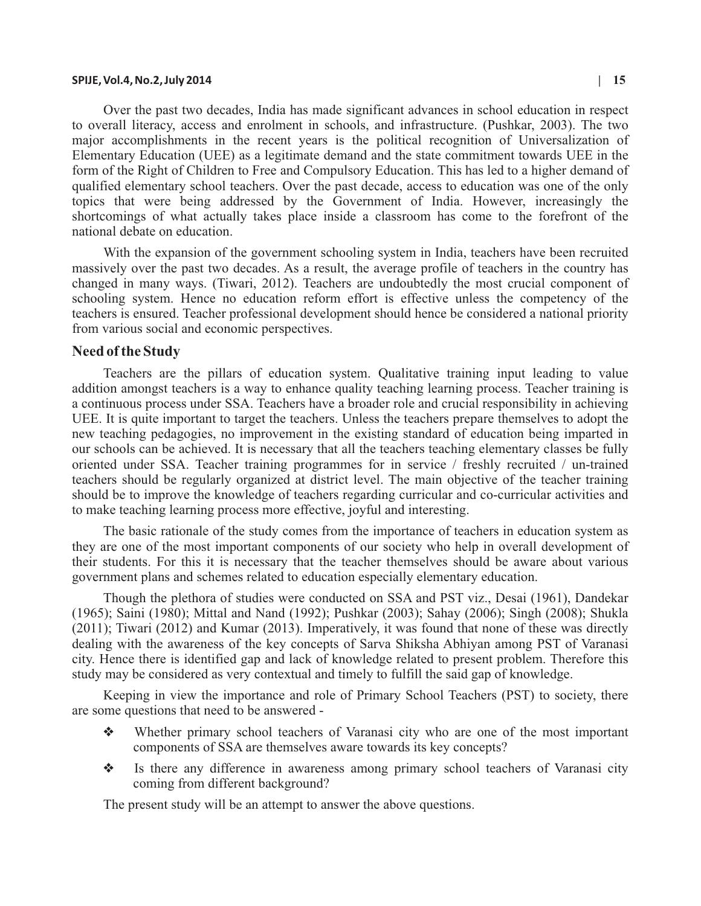Over the past two decades, India has made significant advances in school education in respect to overall literacy, access and enrolment in schools, and infrastructure. (Pushkar, 2003). The two major accomplishments in the recent years is the political recognition of Universalization of Elementary Education (UEE) as a legitimate demand and the state commitment towards UEE in the form of the Right of Children to Free and Compulsory Education. This has led to a higher demand of qualified elementary school teachers. Over the past decade, access to education was one of the only topics that were being addressed by the Government of India. However, increasingly the shortcomings of what actually takes place inside a classroom has come to the forefront of the national debate on education.

With the expansion of the government schooling system in India, teachers have been recruited massively over the past two decades. As a result, the average profile of teachers in the country has changed in many ways. (Tiwari, 2012). Teachers are undoubtedly the most crucial component of schooling system. Hence no education reform effort is effective unless the competency of the teachers is ensured. Teacher professional development should hence be considered a national priority from various social and economic perspectives.

## Need of the Study

Teachers are the pillars of education system. Qualitative training input leading to value addition amongst teachers is a way to enhance quality teaching learning process. Teacher training is a continuous process under SSA. Teachers have a broader role and crucial responsibility in achieving UEE. It is quite important to target the teachers. Unless the teachers prepare themselves to adopt the new teaching pedagogies, no improvement in the existing standard of education being imparted in our schools can be achieved. It is necessary that all the teachers teaching elementary classes be fully oriented under SSA. Teacher training programmes for in service / freshly recruited / un-trained teachers should be regularly organized at district level. The main objective of the teacher training should be to improve the knowledge of teachers regarding curricular and co-curricular activities and to make teaching learning process more effective, joyful and interesting.

The basic rationale of the study comes from the importance of teachers in education system as they are one of the most important components of our society who help in overall development of their students. For this it is necessary that the teacher themselves should be aware about various government plans and schemes related to education especially elementary education.

Though the plethora of studies were conducted on SSA and PST viz., Desai (1961), Dandekar (1965); Saini (1980); Mittal and Nand (1992); Pushkar (2003); Sahay (2006); Singh (2008); Shukla (2011); Tiwari (2012) and Kumar (2013). Imperatively, it was found that none of these was directly dealing with the awareness of the key concepts of Sarva Shiksha Abhiyan among PST of Varanasi city. Hence there is identified gap and lack of knowledge related to present problem. Therefore this study may be considered as very contextual and timely to fulfill the said gap of knowledge.

Keeping in view the importance and role of Primary School Teachers (PST) to society, there are some questions that need to be answered -

- Whether primary school teachers of Varanasi city who are one of the most important components of SSA are themselves aware towards its key concepts?
- Is there any difference in awareness among primary school teachers of Varanasi city coming from different background?

The present study will be an attempt to answer the above questions.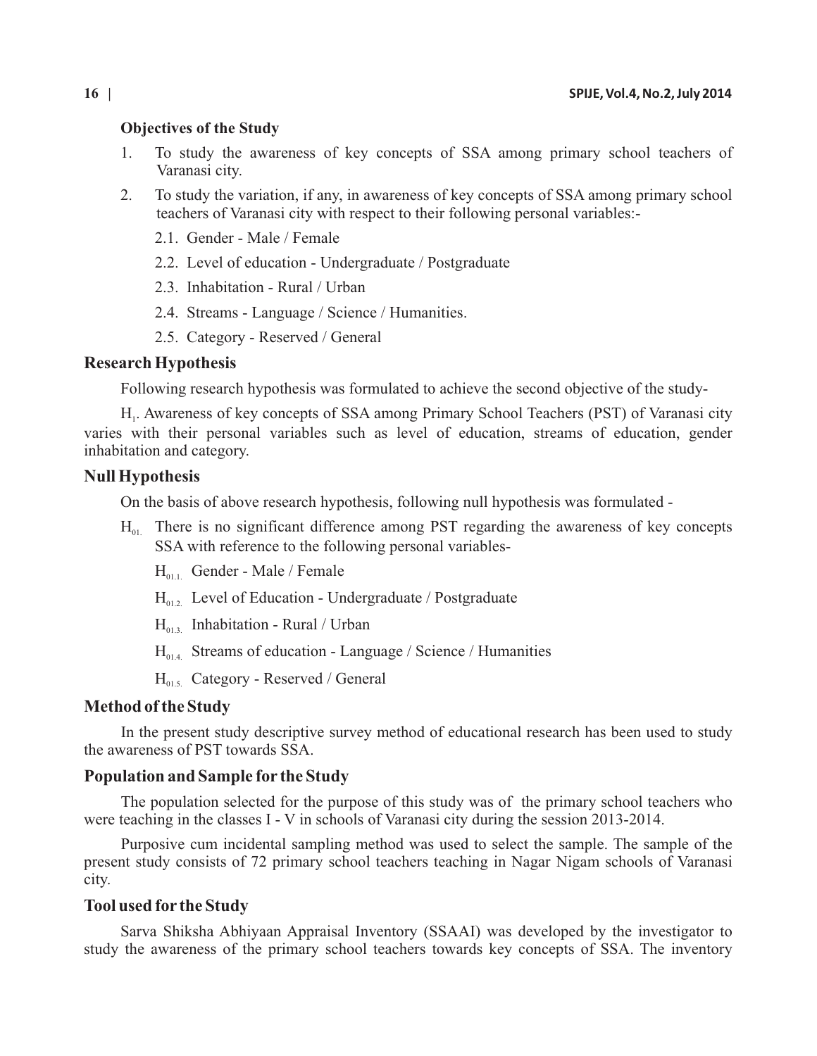### Objectives of the Study

1. To study the awareness of key concepts of SSA among primary school teachers of Varanasi city.
2. To study the variation, if any, in awareness of key concepts of SSA among primary school teachers of Varanasi city with respect to their following personal variables:-
   - 2.1. Gender - Male / Female
   - 2.2. Level of education - Undergraduate / Postgraduate
   - 2.3. Inhabitation - Rural / Urban
   - 2.4. Streams - Language / Science / Humanities.
   - 2.5. Category - Reserved / General

## Research Hypothesis

Following research hypothesis was formulated to achieve the second objective of the study-

$H_1$. Awareness of key concepts of SSA among Primary School Teachers (PST) of Varanasi city varies with their personal variables such as level of education, streams of education, gender inhabitation and category.

## Null Hypothesis

On the basis of above research hypothesis, following null hypothesis was formulated -

$H_{01.}$ There is no significant difference among PST regarding the awareness of key concepts SSA with reference to the following personal variables-

- $H_{01.1.}$ Gender - Male / Female
- $H_{01.2.}$ Level of Education - Undergraduate / Postgraduate
- $H_{01.3.}$ Inhabitation - Rural / Urban
- $H_{01.4.}$ Streams of education - Language / Science / Humanities
- $H_{01.5.}$ Category - Reserved / General

## Method of the Study

In the present study descriptive survey method of educational research has been used to study the awareness of PST towards SSA.

## Population and Sample for the Study

The population selected for the purpose of this study was of the primary school teachers who were teaching in the classes I - V in schools of Varanasi city during the session 2013-2014.

Purposive cum incidental sampling method was used to select the sample. The sample of the present study consists of 72 primary school teachers teaching in Nagar Nigam schools of Varanasi city.

## Tool used for the Study

Sarva Shiksha Abhiyaan Appraisal Inventory (SSAAI) was developed by the investigator to study the awareness of the primary school teachers towards key concepts of SSA. The inventory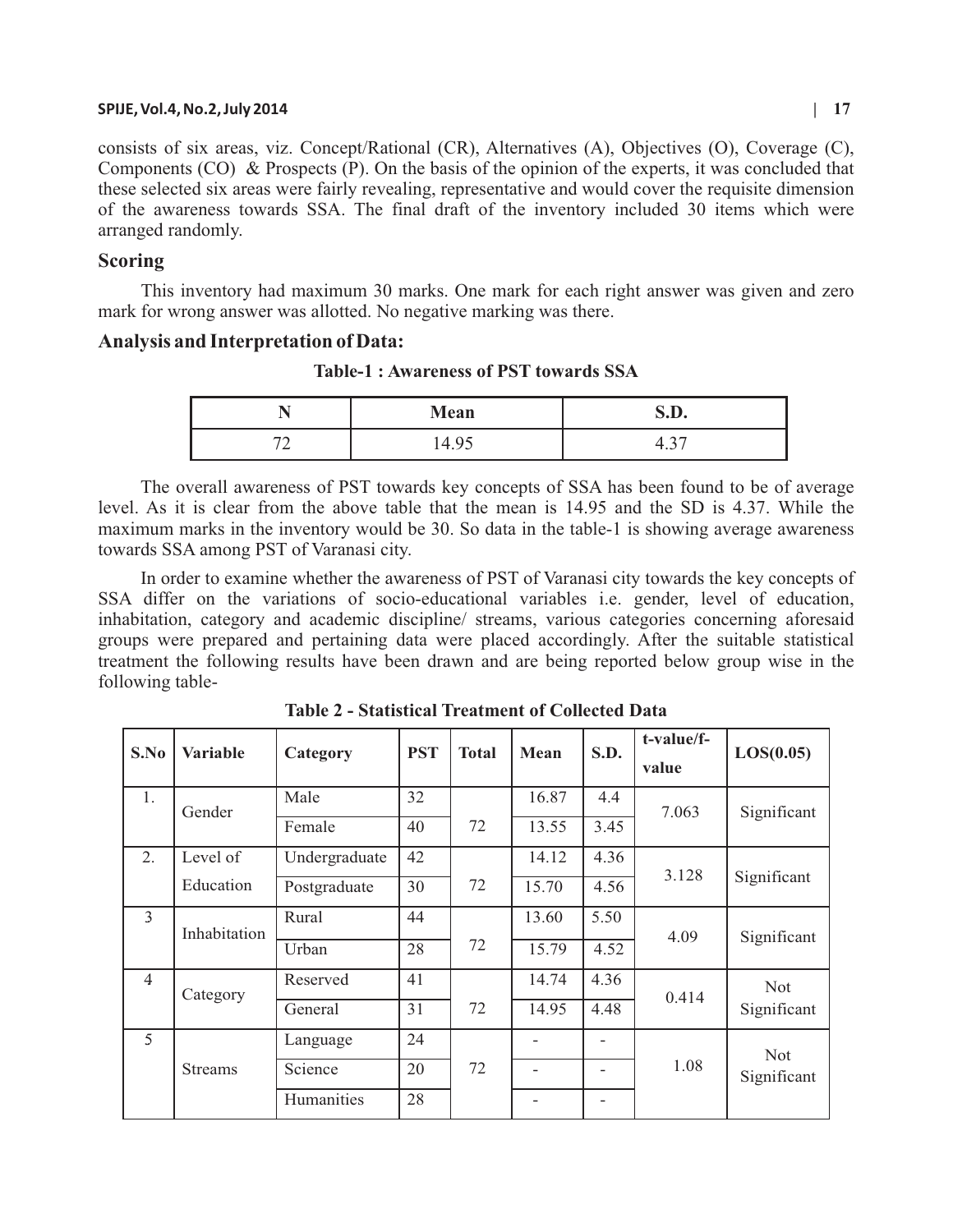consists of six areas, viz. Concept/Rational (CR), Alternatives (A), Objectives (O), Coverage (C), Components (CO) & Prospects (P). On the basis of the opinion of the experts, it was concluded that these selected six areas were fairly revealing, representative and would cover the requisite dimension of the awareness towards SSA. The final draft of the inventory included 30 items which were arranged randomly.

## Scoring

This inventory had maximum 30 marks. One mark for each right answer was given and zero mark for wrong answer was allotted. No negative marking was there.

## Analysis and Interpretation of Data:

**Table-1 : Awareness of PST towards SSA**

| N | Mean | S.D. |
|---|---|---|
| 72 | 14.95 | 4.37 |

The overall awareness of PST towards key concepts of SSA has been found to be of average level. As it is clear from the above table that the mean is 14.95 and the SD is 4.37. While the maximum marks in the inventory would be 30. So data in the table-1 is showing average awareness towards SSA among PST of Varanasi city.

In order to examine whether the awareness of PST of Varanasi city towards the key concepts of SSA differ on the variations of socio-educational variables i.e. gender, level of education, inhabitation, category and academic discipline/ streams, various categories concerning aforesaid groups were prepared and pertaining data were placed accordingly. After the suitable statistical treatment the following results have been drawn and are being reported below group wise in the following table-

**Table 2 - Statistical Treatment of Collected Data**

| S.No | Variable | Category | PST | Total | Mean | S.D. | t-value/f-value | LOS(0.05) |
|---|---|---|---|---|---|---|---|---|
| 1. | Gender | Male | 32 | 72 | 16.87 | 4.4 | 7.063 | Significant |
| | | Female | 40 | | 13.55 | 3.45 | | |
| 2. | Level of Education | Undergraduate | 42 | 72 | 14.12 | 4.36 | 3.128 | Significant |
| | | Postgraduate | 30 | | 15.70 | 4.56 | | |
| 3 | Inhabitation | Rural | 44 | 72 | 13.60 | 5.50 | 4.09 | Significant |
| | | Urban | 28 | | 15.79 | 4.52 | | |
| 4 | Category | Reserved | 41 | 72 | 14.74 | 4.36 | 0.414 | Not Significant |
| | | General | 31 | | 14.95 | 4.48 | | |
| 5 | Streams | Language | 24 | 72 | - | - | 1.08 | Not Significant |
| | | Science | 20 | | - | - | | |
| | | Humanities | 28 | | - | - | | |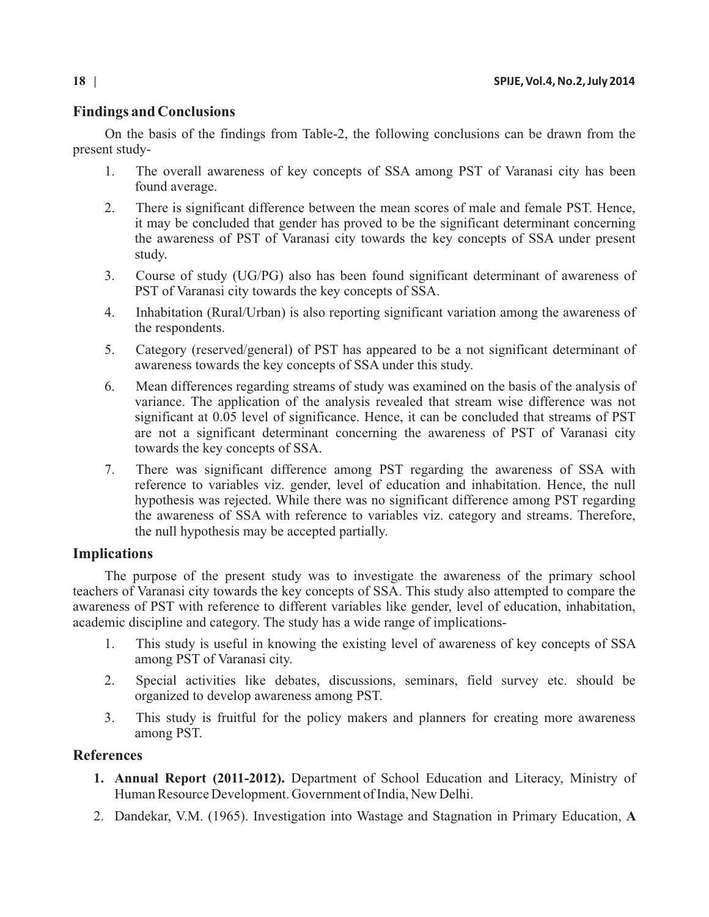## Findings and Conclusions

On the basis of the findings from Table-2, the following conclusions can be drawn from the present study-

1. The overall awareness of key concepts of SSA among PST of Varanasi city has been found average.
2. There is significant difference between the mean scores of male and female PST. Hence, it may be concluded that gender has proved to be the significant determinant concerning the awareness of PST of Varanasi city towards the key concepts of SSA under present study.
3. Course of study (UG/PG) also has been found significant determinant of awareness of PST of Varanasi city towards the key concepts of SSA.
4. Inhabitation (Rural/Urban) is also reporting significant variation among the awareness of the respondents.
5. Category (reserved/general) of PST has appeared to be a not significant determinant of awareness towards the key concepts of SSA under this study.
6. Mean differences regarding streams of study was examined on the basis of the analysis of variance. The application of the analysis revealed that stream wise difference was not significant at 0.05 level of significance. Hence, it can be concluded that streams of PST are not a significant determinant concerning the awareness of PST of Varanasi city towards the key concepts of SSA.
7. There was significant difference among PST regarding the awareness of SSA with reference to variables viz. gender, level of education and inhabitation. Hence, the null hypothesis was rejected. While there was no significant difference among PST regarding the awareness of SSA with reference to variables viz. category and streams. Therefore, the null hypothesis may be accepted partially.

## Implications

The purpose of the present study was to investigate the awareness of the primary school teachers of Varanasi city towards the key concepts of SSA. This study also attempted to compare the awareness of PST with reference to different variables like gender, level of education, inhabitation, academic discipline and category. The study has a wide range of implications-

1. This study is useful in knowing the existing level of awareness of key concepts of SSA among PST of Varanasi city.
2. Special activities like debates, discussions, seminars, field survey etc. should be organized to develop awareness among PST.
3. This study is fruitful for the policy makers and planners for creating more awareness among PST.

## References

1. **Annual Report (2011-2012).** Department of School Education and Literacy, Ministry of Human Resource Development. Government of India, New Delhi.
2. Dandekar, V.M. (1965). Investigation into Wastage and Stagnation in Primary Education, **A**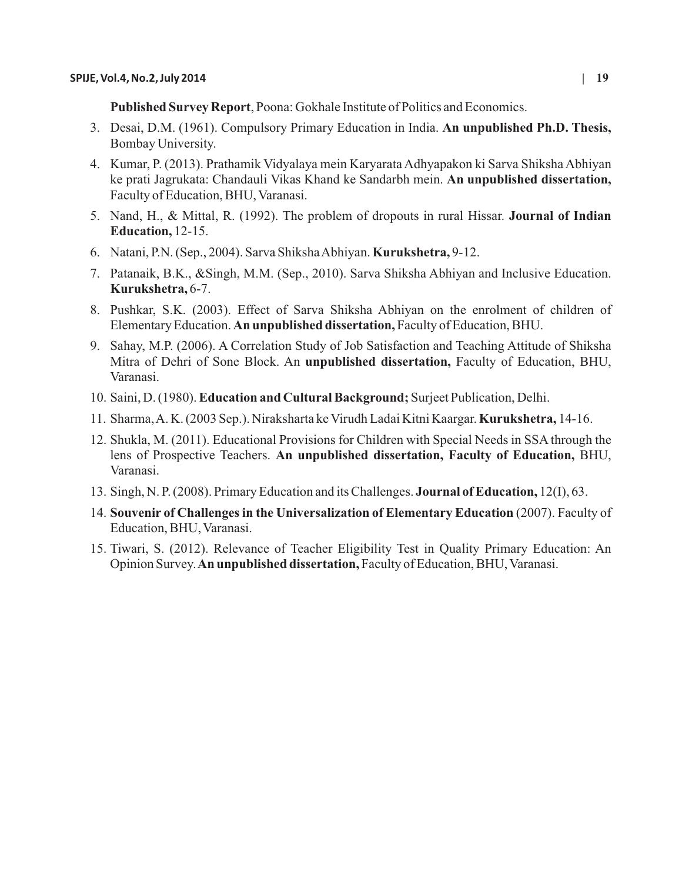**Published Survey Report**, Poona: Gokhale Institute of Politics and Economics.

3. Desai, D.M. (1961). Compulsory Primary Education in India. **An unpublished Ph.D. Thesis,** Bombay University.
4. Kumar, P. (2013). Prathamik Vidyalaya mein Karyarata Adhyapakon ki Sarva Shiksha Abhiyan ke prati Jagrukata: Chandauli Vikas Khand ke Sandarbh mein. **An unpublished dissertation,** Faculty of Education, BHU, Varanasi.
5. Nand, H., & Mittal, R. (1992). The problem of dropouts in rural Hissar. **Journal of Indian Education,** 12-15.
6. Natani, P.N. (Sep., 2004). Sarva Shiksha Abhiyan. **Kurukshetra,** 9-12.
7. Patanaik, B.K., &Singh, M.M. (Sep., 2010). Sarva Shiksha Abhiyan and Inclusive Education. **Kurukshetra,** 6-7.
8. Pushkar, S.K. (2003). Effect of Sarva Shiksha Abhiyan on the enrolment of children of Elementary Education. **An unpublished dissertation,** Faculty of Education, BHU.
9. Sahay, M.P. (2006). A Correlation Study of Job Satisfaction and Teaching Attitude of Shiksha Mitra of Dehri of Sone Block. An **unpublished dissertation,** Faculty of Education, BHU, Varanasi.
10. Saini, D. (1980). **Education and Cultural Background;** Surjeet Publication, Delhi.
11. Sharma, A. K. (2003 Sep.). Niraksharta ke Virudh Ladai Kitni Kaargar. **Kurukshetra,** 14-16.
12. Shukla, M. (2011). Educational Provisions for Children with Special Needs in SSA through the lens of Prospective Teachers. **An unpublished dissertation, Faculty of Education,** BHU, Varanasi.
13. Singh, N. P. (2008). Primary Education and its Challenges. **Journal of Education,** 12(I), 63.
14. **Souvenir of Challenges in the Universalization of Elementary Education** (2007). Faculty of Education, BHU, Varanasi.
15. Tiwari, S. (2012). Relevance of Teacher Eligibility Test in Quality Primary Education: An Opinion Survey. **An unpublished dissertation,** Faculty of Education, BHU, Varanasi.